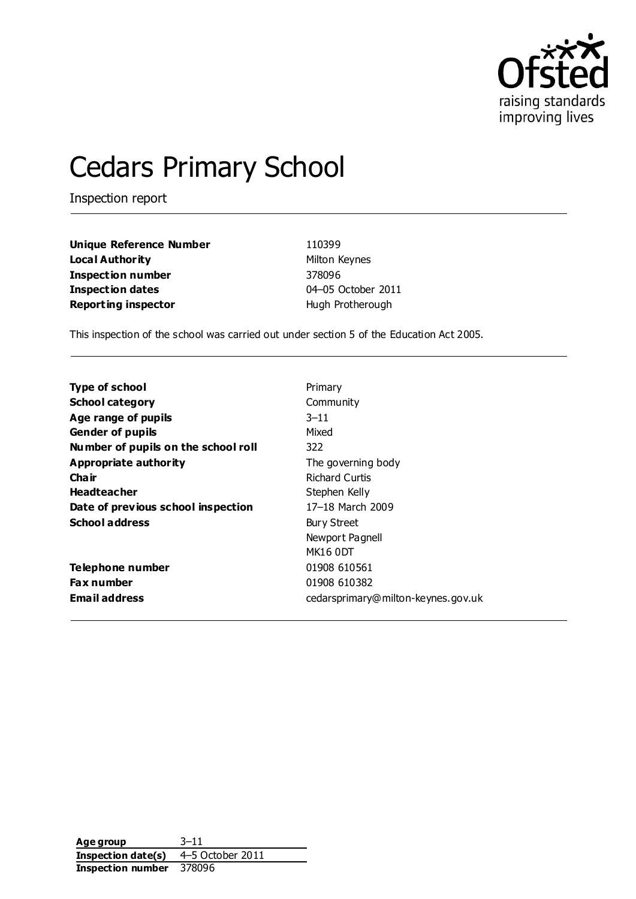Ofsted
raising standards
improving lives

# Cedars Primary School

Inspection report

| | |
|---|---|
| **Unique Reference Number** | 110399 |
| **Local Authority** | Milton Keynes |
| **Inspection number** | 378096 |
| **Inspection dates** | 04–05 October 2011 |
| **Reporting inspector** | Hugh Protherough |

This inspection of the school was carried out under section 5 of the Education Act 2005.

| | |
|---|---|
| **Type of school** | Primary |
| **School category** | Community |
| **Age range of pupils** | 3–11 |
| **Gender of pupils** | Mixed |
| **Number of pupils on the school roll** | 322 |
| **Appropriate authority** | The governing body |
| **Chair** | Richard Curtis |
| **Headteacher** | Stephen Kelly |
| **Date of previous school inspection** | 17–18 March 2009 |
| **School address** | Bury Street<br>Newport Pagnell<br>MK16 0DT |
| **Telephone number** | 01908 610561 |
| **Fax number** | 01908 610382 |
| **Email address** | cedarsprimary@milton-keynes.gov.uk |

| | |
|---|---|
| **Age group** | 3–11 |
| **Inspection date(s)** | 4–5 October 2011 |
| **Inspection number** | 378096 |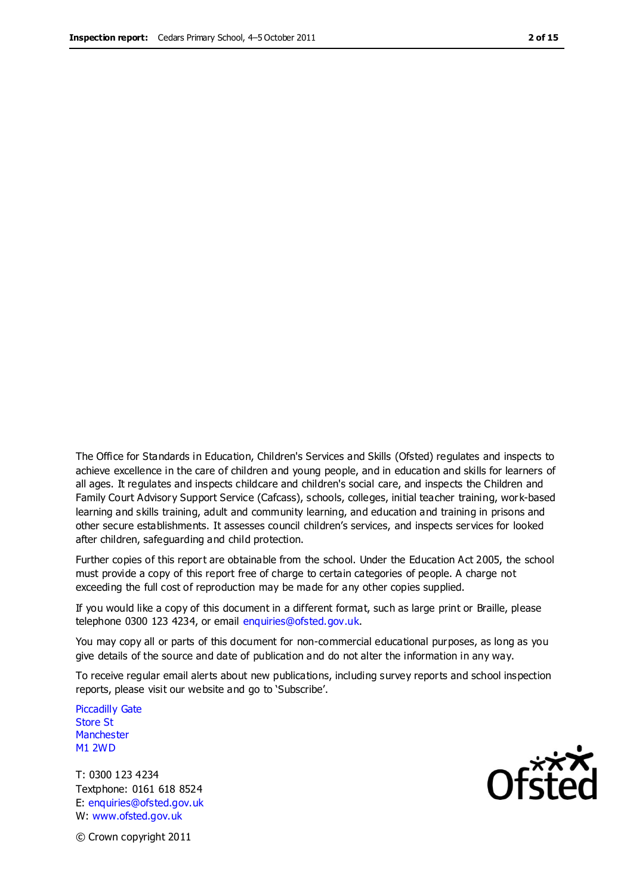The Office for Standards in Education, Children's Services and Skills (Ofsted) regulates and inspects to achieve excellence in the care of children and young people, and in education and skills for learners of all ages. It regulates and inspects childcare and children's social care, and inspects the Children and Family Court Advisory Support Service (Cafcass), schools, colleges, initial teacher training, work-based learning and skills training, adult and community learning, and education and training in prisons and other secure establishments. It assesses council children's services, and inspects services for looked after children, safeguarding and child protection.

Further copies of this report are obtainable from the school. Under the Education Act 2005, the school must provide a copy of this report free of charge to certain categories of people. A charge not exceeding the full cost of reproduction may be made for any other copies supplied.

If you would like a copy of this document in a different format, such as large print or Braille, please telephone 0300 123 4234, or email enquiries@ofsted.gov.uk.

You may copy all or parts of this document for non-commercial educational purposes, as long as you give details of the source and date of publication and do not alter the information in any way.

To receive regular email alerts about new publications, including survey reports and school inspection reports, please visit our website and go to 'Subscribe'.

Piccadilly Gate
Store St
Manchester
M1 2WD

T: 0300 123 4234
Textphone: 0161 618 8524
E: enquiries@ofsted.gov.uk
W: www.ofsted.gov.uk

© Crown copyright 2011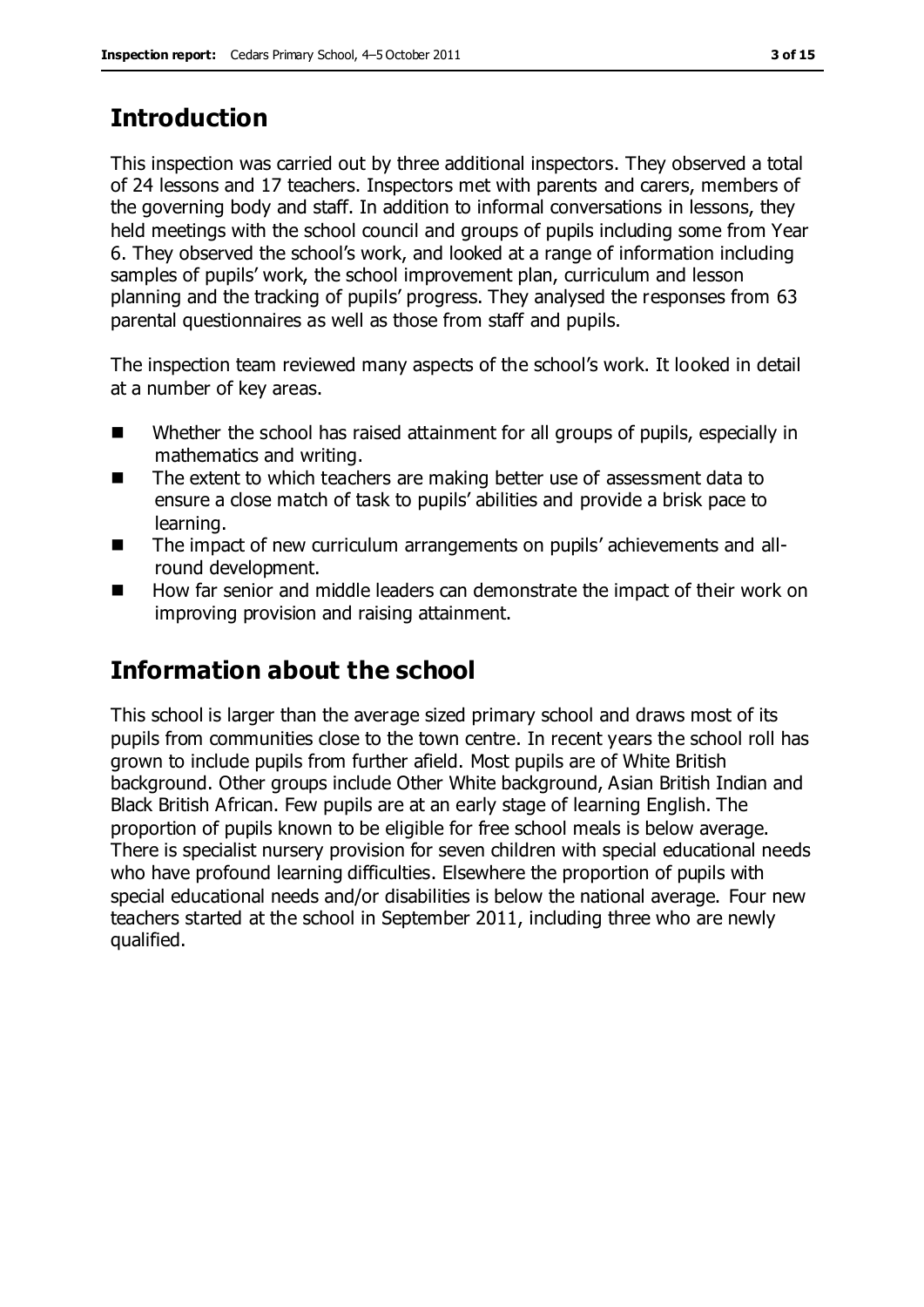## Introduction

This inspection was carried out by three additional inspectors. They observed a total of 24 lessons and 17 teachers. Inspectors met with parents and carers, members of the governing body and staff. In addition to informal conversations in lessons, they held meetings with the school council and groups of pupils including some from Year 6. They observed the school's work, and looked at a range of information including samples of pupils' work, the school improvement plan, curriculum and lesson planning and the tracking of pupils' progress. They analysed the responses from 63 parental questionnaires as well as those from staff and pupils.

The inspection team reviewed many aspects of the school's work. It looked in detail at a number of key areas.

- Whether the school has raised attainment for all groups of pupils, especially in mathematics and writing.
- The extent to which teachers are making better use of assessment data to ensure a close match of task to pupils' abilities and provide a brisk pace to learning.
- The impact of new curriculum arrangements on pupils' achievements and all-round development.
- How far senior and middle leaders can demonstrate the impact of their work on improving provision and raising attainment.

## Information about the school

This school is larger than the average sized primary school and draws most of its pupils from communities close to the town centre. In recent years the school roll has grown to include pupils from further afield. Most pupils are of White British background. Other groups include Other White background, Asian British Indian and Black British African. Few pupils are at an early stage of learning English. The proportion of pupils known to be eligible for free school meals is below average. There is specialist nursery provision for seven children with special educational needs who have profound learning difficulties. Elsewhere the proportion of pupils with special educational needs and/or disabilities is below the national average. Four new teachers started at the school in September 2011, including three who are newly qualified.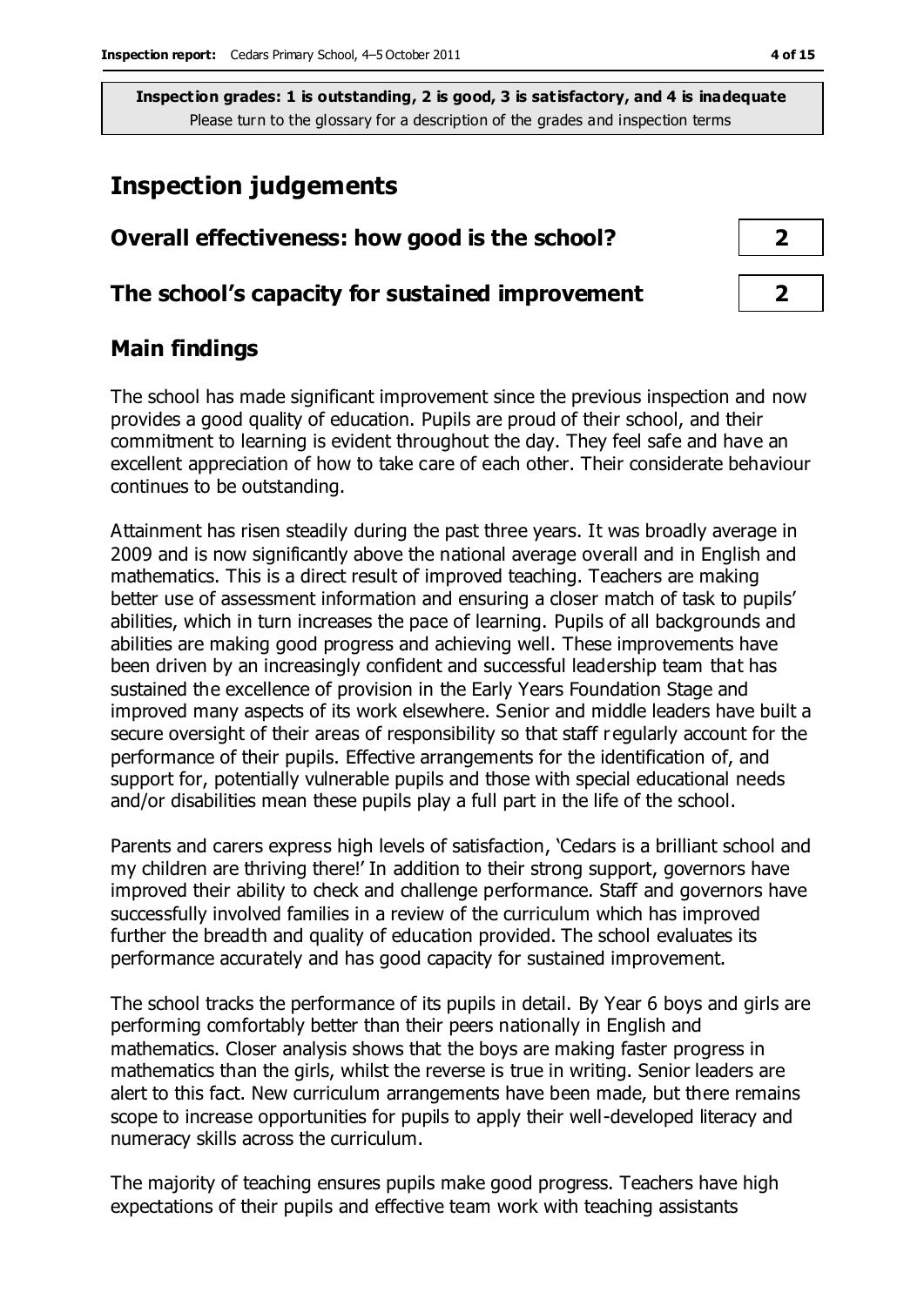**Inspection grades: 1 is outstanding, 2 is good, 3 is satisfactory, and 4 is inadequate**
Please turn to the glossary for a description of the grades and inspection terms

# Inspection judgements

| | |
|---|---|
| **Overall effectiveness: how good is the school?** | **2** |
| **The school's capacity for sustained improvement** | **2** |

## Main findings

The school has made significant improvement since the previous inspection and now provides a good quality of education. Pupils are proud of their school, and their commitment to learning is evident throughout the day. They feel safe and have an excellent appreciation of how to take care of each other. Their considerate behaviour continues to be outstanding.

Attainment has risen steadily during the past three years. It was broadly average in 2009 and is now significantly above the national average overall and in English and mathematics. This is a direct result of improved teaching. Teachers are making better use of assessment information and ensuring a closer match of task to pupils' abilities, which in turn increases the pace of learning. Pupils of all backgrounds and abilities are making good progress and achieving well. These improvements have been driven by an increasingly confident and successful leadership team that has sustained the excellence of provision in the Early Years Foundation Stage and improved many aspects of its work elsewhere. Senior and middle leaders have built a secure oversight of their areas of responsibility so that staff regularly account for the performance of their pupils. Effective arrangements for the identification of, and support for, potentially vulnerable pupils and those with special educational needs and/or disabilities mean these pupils play a full part in the life of the school.

Parents and carers express high levels of satisfaction, 'Cedars is a brilliant school and my children are thriving there!' In addition to their strong support, governors have improved their ability to check and challenge performance. Staff and governors have successfully involved families in a review of the curriculum which has improved further the breadth and quality of education provided. The school evaluates its performance accurately and has good capacity for sustained improvement.

The school tracks the performance of its pupils in detail. By Year 6 boys and girls are performing comfortably better than their peers nationally in English and mathematics. Closer analysis shows that the boys are making faster progress in mathematics than the girls, whilst the reverse is true in writing. Senior leaders are alert to this fact. New curriculum arrangements have been made, but there remains scope to increase opportunities for pupils to apply their well-developed literacy and numeracy skills across the curriculum.

The majority of teaching ensures pupils make good progress. Teachers have high expectations of their pupils and effective team work with teaching assistants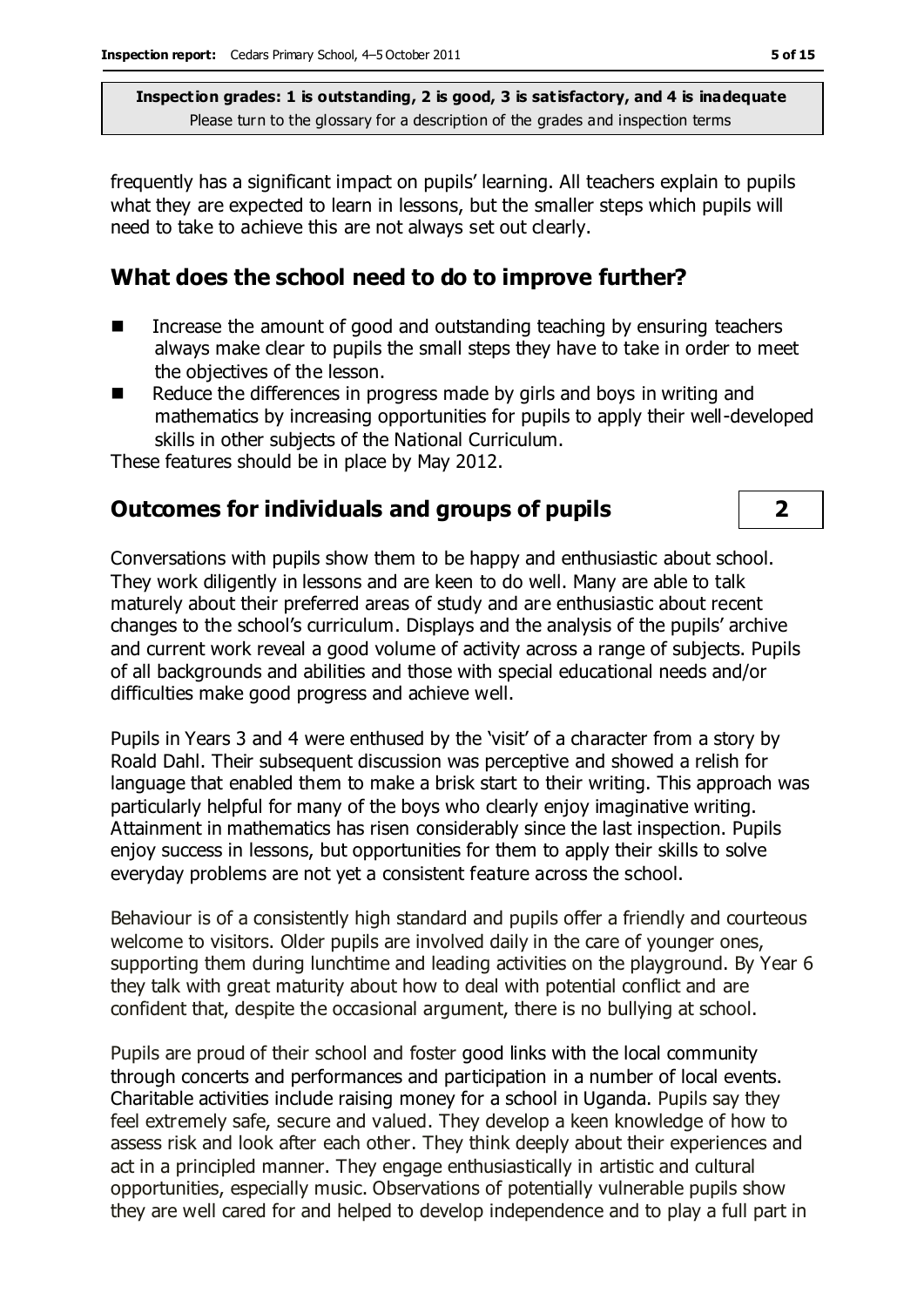frequently has a significant impact on pupils' learning. All teachers explain to pupils what they are expected to learn in lessons, but the smaller steps which pupils will need to take to achieve this are not always set out clearly.

## What does the school need to do to improve further?

- Increase the amount of good and outstanding teaching by ensuring teachers always make clear to pupils the small steps they have to take in order to meet the objectives of the lesson.
- Reduce the differences in progress made by girls and boys in writing and mathematics by increasing opportunities for pupils to apply their well-developed skills in other subjects of the National Curriculum.

These features should be in place by May 2012.

## Outcomes for individuals and groups of pupils — 2

Conversations with pupils show them to be happy and enthusiastic about school. They work diligently in lessons and are keen to do well. Many are able to talk maturely about their preferred areas of study and are enthusiastic about recent changes to the school's curriculum. Displays and the analysis of the pupils' archive and current work reveal a good volume of activity across a range of subjects. Pupils of all backgrounds and abilities and those with special educational needs and/or difficulties make good progress and achieve well.

Pupils in Years 3 and 4 were enthused by the 'visit' of a character from a story by Roald Dahl. Their subsequent discussion was perceptive and showed a relish for language that enabled them to make a brisk start to their writing. This approach was particularly helpful for many of the boys who clearly enjoy imaginative writing. Attainment in mathematics has risen considerably since the last inspection. Pupils enjoy success in lessons, but opportunities for them to apply their skills to solve everyday problems are not yet a consistent feature across the school.

Behaviour is of a consistently high standard and pupils offer a friendly and courteous welcome to visitors. Older pupils are involved daily in the care of younger ones, supporting them during lunchtime and leading activities on the playground. By Year 6 they talk with great maturity about how to deal with potential conflict and are confident that, despite the occasional argument, there is no bullying at school.

Pupils are proud of their school and foster good links with the local community through concerts and performances and participation in a number of local events. Charitable activities include raising money for a school in Uganda. Pupils say they feel extremely safe, secure and valued. They develop a keen knowledge of how to assess risk and look after each other. They think deeply about their experiences and act in a principled manner. They engage enthusiastically in artistic and cultural opportunities, especially music. Observations of potentially vulnerable pupils show they are well cared for and helped to develop independence and to play a full part in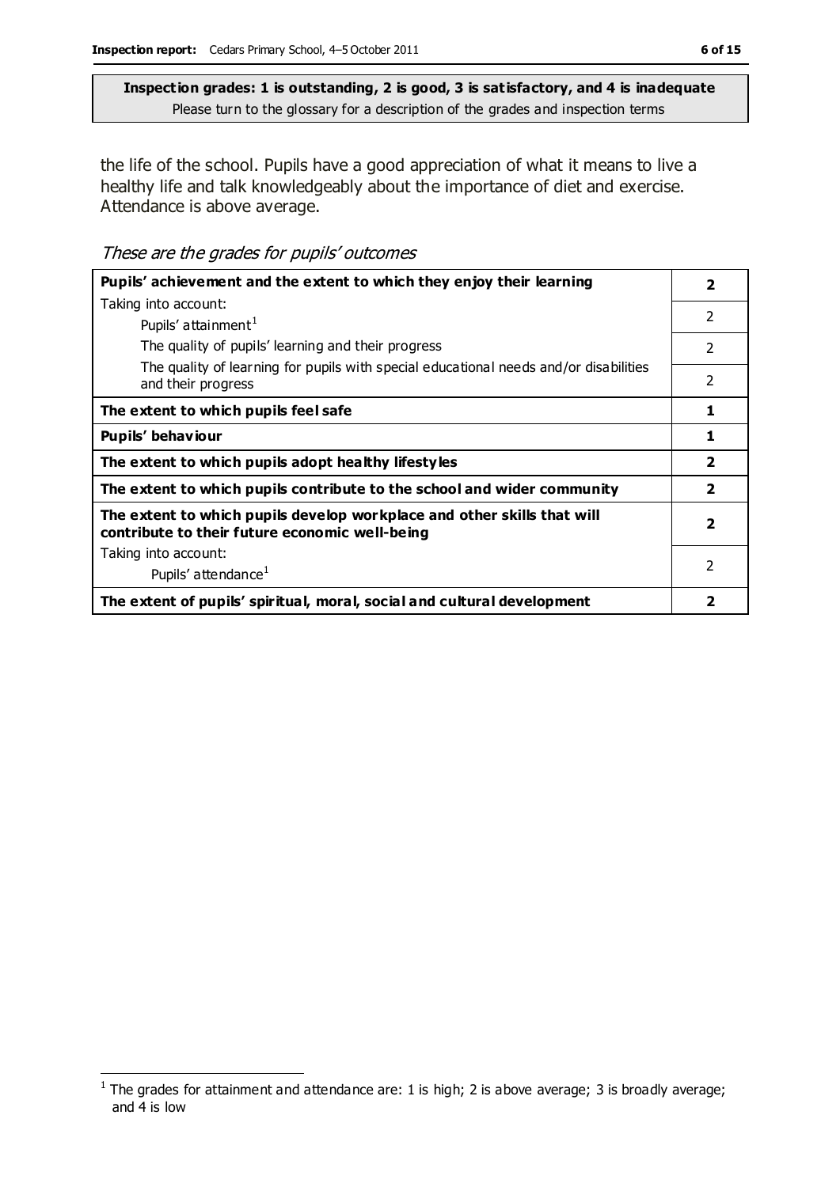**Inspection grades: 1 is outstanding, 2 is good, 3 is satisfactory, and 4 is inadequate**
Please turn to the glossary for a description of the grades and inspection terms

the life of the school. Pupils have a good appreciation of what it means to live a healthy life and talk knowledgeably about the importance of diet and exercise. Attendance is above average.

*These are the grades for pupils' outcomes*

| | |
|---|---|
| **Pupils' achievement and the extent to which they enjoy their learning** | **2** |
| Taking into account: Pupils' attainment[1] | 2 |
| The quality of pupils' learning and their progress | 2 |
| The quality of learning for pupils with special educational needs and/or disabilities and their progress | 2 |
| **The extent to which pupils feel safe** | **1** |
| **Pupils' behaviour** | **1** |
| **The extent to which pupils adopt healthy lifestyles** | **2** |
| **The extent to which pupils contribute to the school and wider community** | **2** |
| **The extent to which pupils develop workplace and other skills that will contribute to their future economic well-being** | **2** |
| Taking into account: Pupils' attendance[1] | 2 |
| **The extent of pupils' spiritual, moral, social and cultural development** | **2** |

[1] The grades for attainment and attendance are: 1 is high; 2 is above average; 3 is broadly average; and 4 is low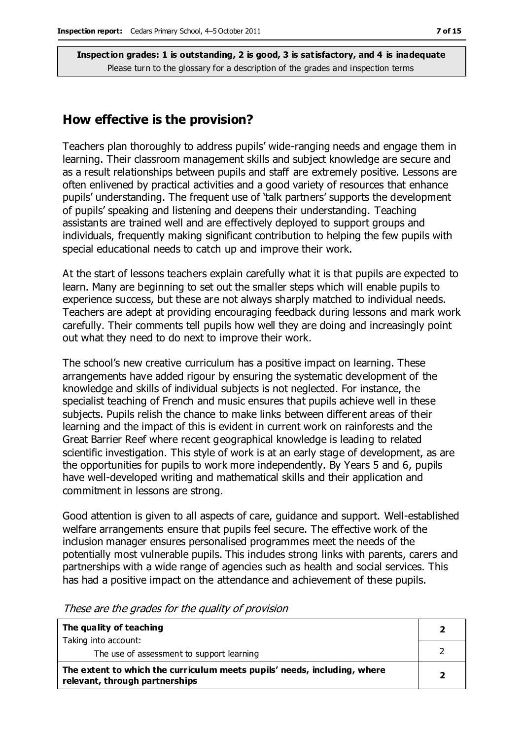**Inspection grades: 1 is outstanding, 2 is good, 3 is satisfactory, and 4 is inadequate**
Please turn to the glossary for a description of the grades and inspection terms

## How effective is the provision?

Teachers plan thoroughly to address pupils' wide-ranging needs and engage them in learning. Their classroom management skills and subject knowledge are secure and as a result relationships between pupils and staff are extremely positive. Lessons are often enlivened by practical activities and a good variety of resources that enhance pupils' understanding. The frequent use of 'talk partners' supports the development of pupils' speaking and listening and deepens their understanding. Teaching assistants are trained well and are effectively deployed to support groups and individuals, frequently making significant contribution to helping the few pupils with special educational needs to catch up and improve their work.

At the start of lessons teachers explain carefully what it is that pupils are expected to learn. Many are beginning to set out the smaller steps which will enable pupils to experience success, but these are not always sharply matched to individual needs. Teachers are adept at providing encouraging feedback during lessons and mark work carefully. Their comments tell pupils how well they are doing and increasingly point out what they need to do next to improve their work.

The school's new creative curriculum has a positive impact on learning. These arrangements have added rigour by ensuring the systematic development of the knowledge and skills of individual subjects is not neglected. For instance, the specialist teaching of French and music ensures that pupils achieve well in these subjects. Pupils relish the chance to make links between different areas of their learning and the impact of this is evident in current work on rainforests and the Great Barrier Reef where recent geographical knowledge is leading to related scientific investigation. This style of work is at an early stage of development, as are the opportunities for pupils to work more independently. By Years 5 and 6, pupils have well-developed writing and mathematical skills and their application and commitment in lessons are strong.

Good attention is given to all aspects of care, guidance and support. Well-established welfare arrangements ensure that pupils feel secure. The effective work of the inclusion manager ensures personalised programmes meet the needs of the potentially most vulnerable pupils. This includes strong links with parents, carers and partnerships with a wide range of agencies such as health and social services. This has had a positive impact on the attendance and achievement of these pupils.

*These are the grades for the quality of provision*

| | |
|---|---|
| **The quality of teaching**<br>Taking into account: | **2** |
| The use of assessment to support learning | 2 |
| **The extent to which the curriculum meets pupils' needs, including, where relevant, through partnerships** | **2** |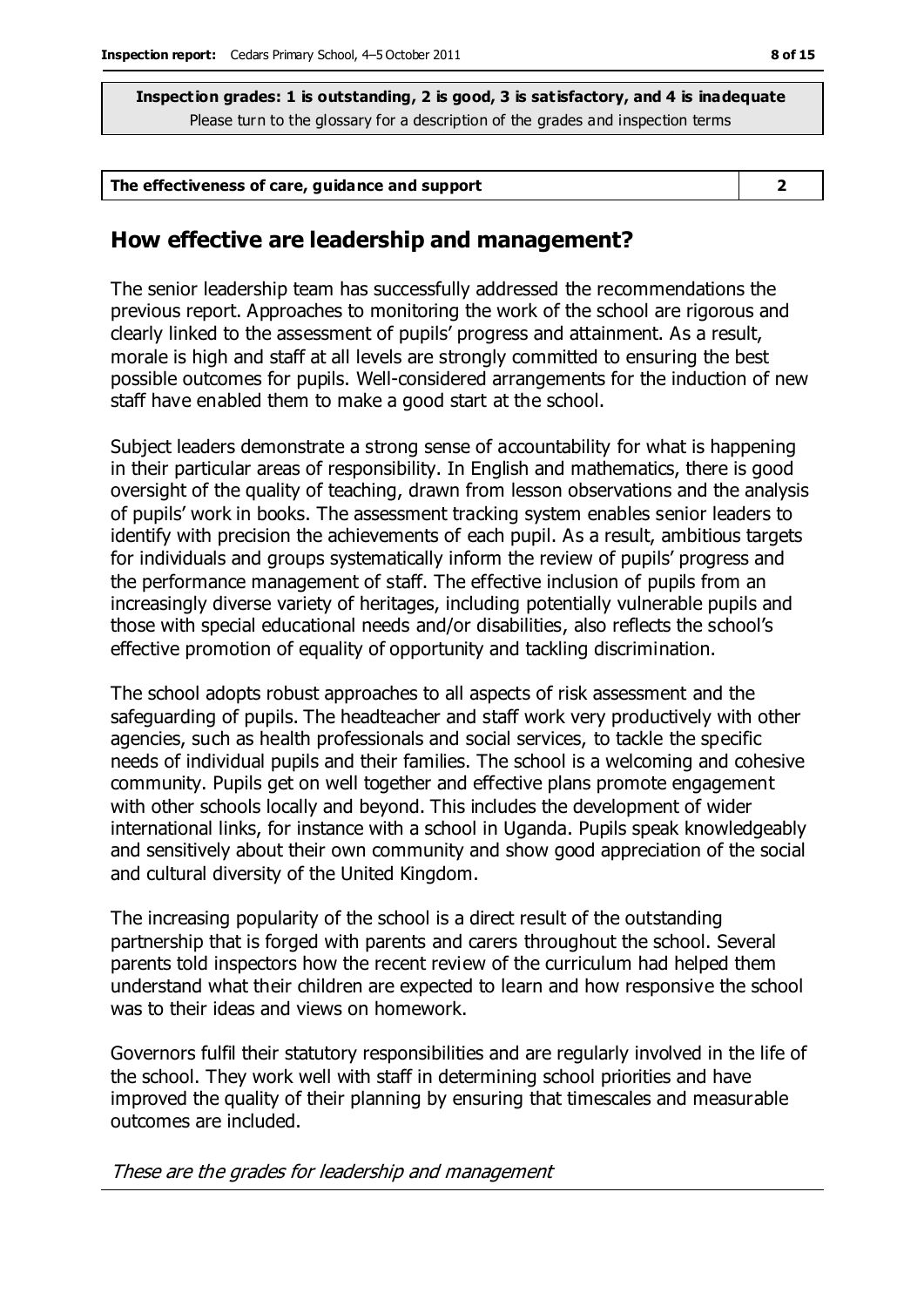**Inspection grades: 1 is outstanding, 2 is good, 3 is satisfactory, and 4 is inadequate**
Please turn to the glossary for a description of the grades and inspection terms

| The effectiveness of care, guidance and support | 2 |
|---|---|

## How effective are leadership and management?

The senior leadership team has successfully addressed the recommendations the previous report. Approaches to monitoring the work of the school are rigorous and clearly linked to the assessment of pupils' progress and attainment. As a result, morale is high and staff at all levels are strongly committed to ensuring the best possible outcomes for pupils. Well-considered arrangements for the induction of new staff have enabled them to make a good start at the school.

Subject leaders demonstrate a strong sense of accountability for what is happening in their particular areas of responsibility. In English and mathematics, there is good oversight of the quality of teaching, drawn from lesson observations and the analysis of pupils' work in books. The assessment tracking system enables senior leaders to identify with precision the achievements of each pupil. As a result, ambitious targets for individuals and groups systematically inform the review of pupils' progress and the performance management of staff. The effective inclusion of pupils from an increasingly diverse variety of heritages, including potentially vulnerable pupils and those with special educational needs and/or disabilities, also reflects the school's effective promotion of equality of opportunity and tackling discrimination.

The school adopts robust approaches to all aspects of risk assessment and the safeguarding of pupils. The headteacher and staff work very productively with other agencies, such as health professionals and social services, to tackle the specific needs of individual pupils and their families. The school is a welcoming and cohesive community. Pupils get on well together and effective plans promote engagement with other schools locally and beyond. This includes the development of wider international links, for instance with a school in Uganda. Pupils speak knowledgeably and sensitively about their own community and show good appreciation of the social and cultural diversity of the United Kingdom.

The increasing popularity of the school is a direct result of the outstanding partnership that is forged with parents and carers throughout the school. Several parents told inspectors how the recent review of the curriculum had helped them understand what their children are expected to learn and how responsive the school was to their ideas and views on homework.

Governors fulfil their statutory responsibilities and are regularly involved in the life of the school. They work well with staff in determining school priorities and have improved the quality of their planning by ensuring that timescales and measurable outcomes are included.

*These are the grades for leadership and management*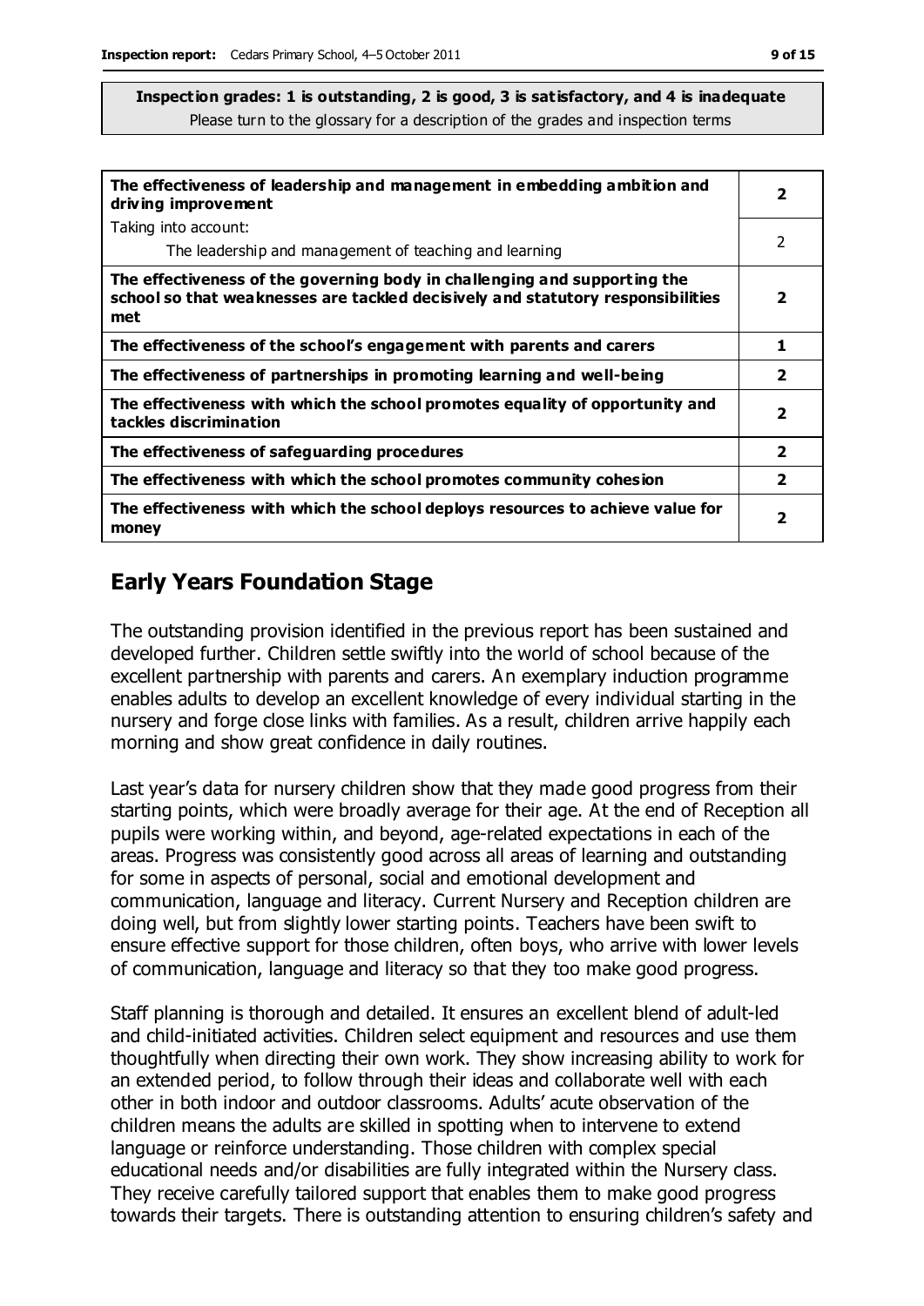**Inspection grades: 1 is outstanding, 2 is good, 3 is satisfactory, and 4 is inadequate**
Please turn to the glossary for a description of the grades and inspection terms

| | |
|---|---|
| **The effectiveness of leadership and management in embedding ambition and driving improvement** | **2** |
| Taking into account:<br>The leadership and management of teaching and learning | 2 |
| **The effectiveness of the governing body in challenging and supporting the school so that weaknesses are tackled decisively and statutory responsibilities met** | **2** |
| **The effectiveness of the school's engagement with parents and carers** | **1** |
| **The effectiveness of partnerships in promoting learning and well-being** | **2** |
| **The effectiveness with which the school promotes equality of opportunity and tackles discrimination** | **2** |
| **The effectiveness of safeguarding procedures** | **2** |
| **The effectiveness with which the school promotes community cohesion** | **2** |
| **The effectiveness with which the school deploys resources to achieve value for money** | **2** |

## Early Years Foundation Stage

The outstanding provision identified in the previous report has been sustained and developed further. Children settle swiftly into the world of school because of the excellent partnership with parents and carers. An exemplary induction programme enables adults to develop an excellent knowledge of every individual starting in the nursery and forge close links with families. As a result, children arrive happily each morning and show great confidence in daily routines.

Last year's data for nursery children show that they made good progress from their starting points, which were broadly average for their age. At the end of Reception all pupils were working within, and beyond, age-related expectations in each of the areas. Progress was consistently good across all areas of learning and outstanding for some in aspects of personal, social and emotional development and communication, language and literacy. Current Nursery and Reception children are doing well, but from slightly lower starting points. Teachers have been swift to ensure effective support for those children, often boys, who arrive with lower levels of communication, language and literacy so that they too make good progress.

Staff planning is thorough and detailed. It ensures an excellent blend of adult-led and child-initiated activities. Children select equipment and resources and use them thoughtfully when directing their own work. They show increasing ability to work for an extended period, to follow through their ideas and collaborate well with each other in both indoor and outdoor classrooms. Adults' acute observation of the children means the adults are skilled in spotting when to intervene to extend language or reinforce understanding. Those children with complex special educational needs and/or disabilities are fully integrated within the Nursery class. They receive carefully tailored support that enables them to make good progress towards their targets. There is outstanding attention to ensuring children's safety and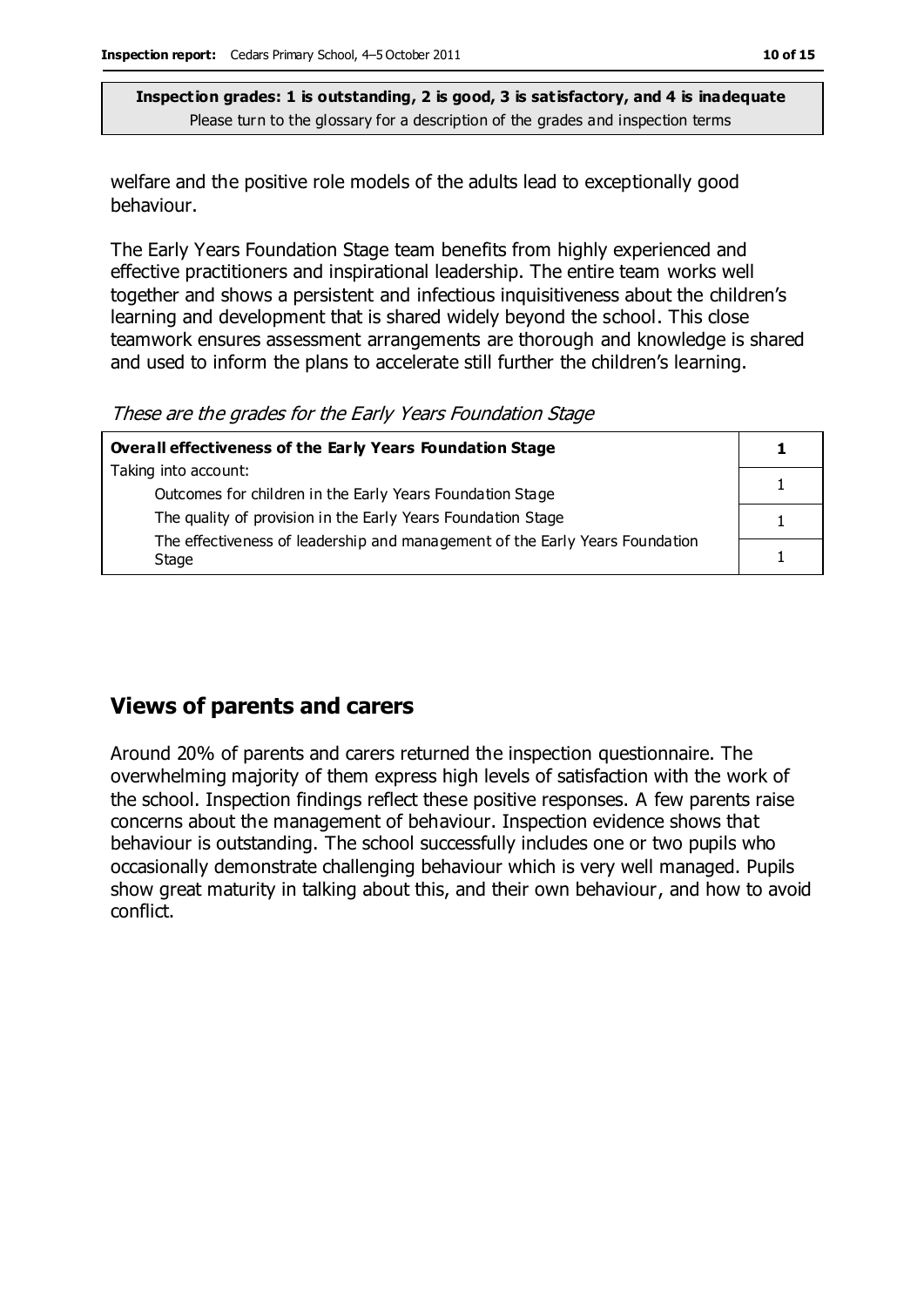**Inspection grades: 1 is outstanding, 2 is good, 3 is satisfactory, and 4 is inadequate**
Please turn to the glossary for a description of the grades and inspection terms

welfare and the positive role models of the adults lead to exceptionally good behaviour.

The Early Years Foundation Stage team benefits from highly experienced and effective practitioners and inspirational leadership. The entire team works well together and shows a persistent and infectious inquisitiveness about the children's learning and development that is shared widely beyond the school. This close teamwork ensures assessment arrangements are thorough and knowledge is shared and used to inform the plans to accelerate still further the children's learning.

*These are the grades for the Early Years Foundation Stage*

| **Overall effectiveness of the Early Years Foundation Stage** | **1** |
| --- | --- |
| Taking into account: Outcomes for children in the Early Years Foundation Stage | 1 |
| The quality of provision in the Early Years Foundation Stage | 1 |
| The effectiveness of leadership and management of the Early Years Foundation Stage | 1 |

## Views of parents and carers

Around 20% of parents and carers returned the inspection questionnaire. The overwhelming majority of them express high levels of satisfaction with the work of the school. Inspection findings reflect these positive responses. A few parents raise concerns about the management of behaviour. Inspection evidence shows that behaviour is outstanding. The school successfully includes one or two pupils who occasionally demonstrate challenging behaviour which is very well managed. Pupils show great maturity in talking about this, and their own behaviour, and how to avoid conflict.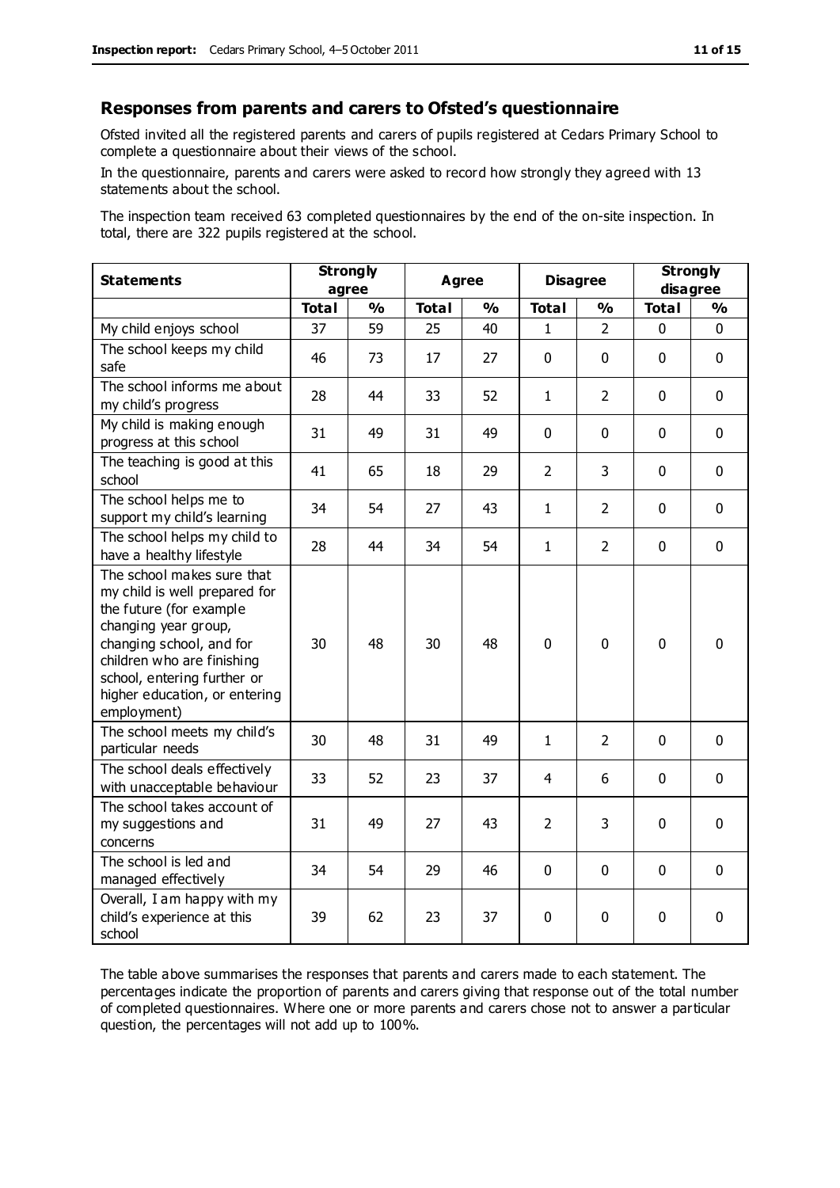## Responses from parents and carers to Ofsted's questionnaire

Ofsted invited all the registered parents and carers of pupils registered at Cedars Primary School to complete a questionnaire about their views of the school.

In the questionnaire, parents and carers were asked to record how strongly they agreed with 13 statements about the school.

The inspection team received 63 completed questionnaires by the end of the on-site inspection. In total, there are 322 pupils registered at the school.

| Statements | Strongly agree | | Agree | | Disagree | | Strongly disagree | |
|---|---|---|---|---|---|---|---|---|
| | Total | % | Total | % | Total | % | Total | % |
| My child enjoys school | 37 | 59 | 25 | 40 | 1 | 2 | 0 | 0 |
| The school keeps my child safe | 46 | 73 | 17 | 27 | 0 | 0 | 0 | 0 |
| The school informs me about my child's progress | 28 | 44 | 33 | 52 | 1 | 2 | 0 | 0 |
| My child is making enough progress at this school | 31 | 49 | 31 | 49 | 0 | 0 | 0 | 0 |
| The teaching is good at this school | 41 | 65 | 18 | 29 | 2 | 3 | 0 | 0 |
| The school helps me to support my child's learning | 34 | 54 | 27 | 43 | 1 | 2 | 0 | 0 |
| The school helps my child to have a healthy lifestyle | 28 | 44 | 34 | 54 | 1 | 2 | 0 | 0 |
| The school makes sure that my child is well prepared for the future (for example changing year group, changing school, and for children who are finishing school, entering further or higher education, or entering employment) | 30 | 48 | 30 | 48 | 0 | 0 | 0 | 0 |
| The school meets my child's particular needs | 30 | 48 | 31 | 49 | 1 | 2 | 0 | 0 |
| The school deals effectively with unacceptable behaviour | 33 | 52 | 23 | 37 | 4 | 6 | 0 | 0 |
| The school takes account of my suggestions and concerns | 31 | 49 | 27 | 43 | 2 | 3 | 0 | 0 |
| The school is led and managed effectively | 34 | 54 | 29 | 46 | 0 | 0 | 0 | 0 |
| Overall, I am happy with my child's experience at this school | 39 | 62 | 23 | 37 | 0 | 0 | 0 | 0 |

The table above summarises the responses that parents and carers made to each statement. The percentages indicate the proportion of parents and carers giving that response out of the total number of completed questionnaires. Where one or more parents and carers chose not to answer a particular question, the percentages will not add up to 100%.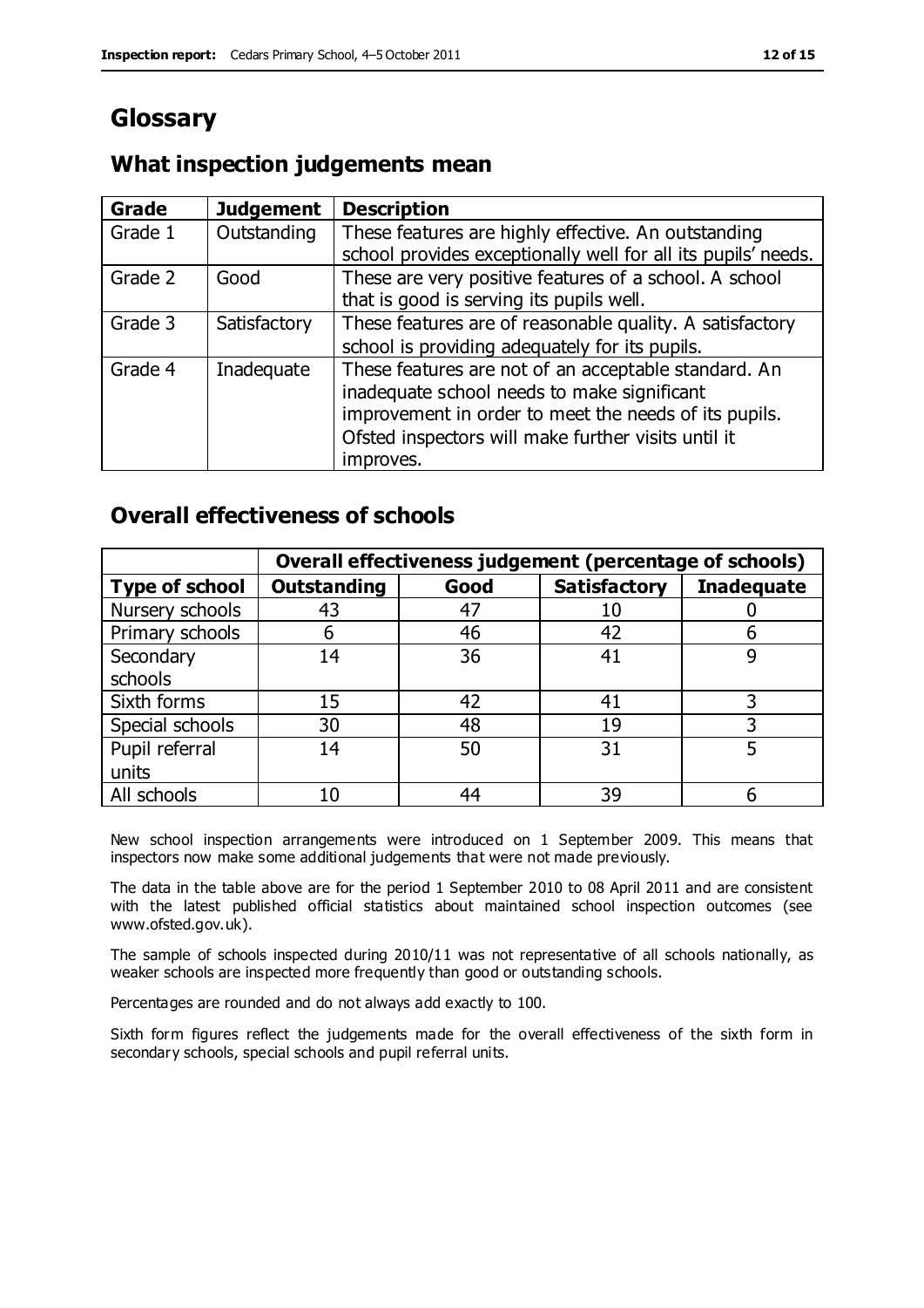# Glossary

## What inspection judgements mean

| Grade | Judgement | Description |
|---|---|---|
| Grade 1 | Outstanding | These features are highly effective. An outstanding school provides exceptionally well for all its pupils' needs. |
| Grade 2 | Good | These are very positive features of a school. A school that is good is serving its pupils well. |
| Grade 3 | Satisfactory | These features are of reasonable quality. A satisfactory school is providing adequately for its pupils. |
| Grade 4 | Inadequate | These features are not of an acceptable standard. An inadequate school needs to make significant improvement in order to meet the needs of its pupils. Ofsted inspectors will make further visits until it improves. |

## Overall effectiveness of schools

| | Overall effectiveness judgement (percentage of schools) | | | |
|---|---|---|---|---|
| **Type of school** | **Outstanding** | **Good** | **Satisfactory** | **Inadequate** |
| Nursery schools | 43 | 47 | 10 | 0 |
| Primary schools | 6 | 46 | 42 | 6 |
| Secondary schools | 14 | 36 | 41 | 9 |
| Sixth forms | 15 | 42 | 41 | 3 |
| Special schools | 30 | 48 | 19 | 3 |
| Pupil referral units | 14 | 50 | 31 | 5 |
| All schools | 10 | 44 | 39 | 6 |

New school inspection arrangements were introduced on 1 September 2009. This means that inspectors now make some additional judgements that were not made previously.

The data in the table above are for the period 1 September 2010 to 08 April 2011 and are consistent with the latest published official statistics about maintained school inspection outcomes (see www.ofsted.gov.uk).

The sample of schools inspected during 2010/11 was not representative of all schools nationally, as weaker schools are inspected more frequently than good or outstanding schools.

Percentages are rounded and do not always add exactly to 100.

Sixth form figures reflect the judgements made for the overall effectiveness of the sixth form in secondary schools, special schools and pupil referral units.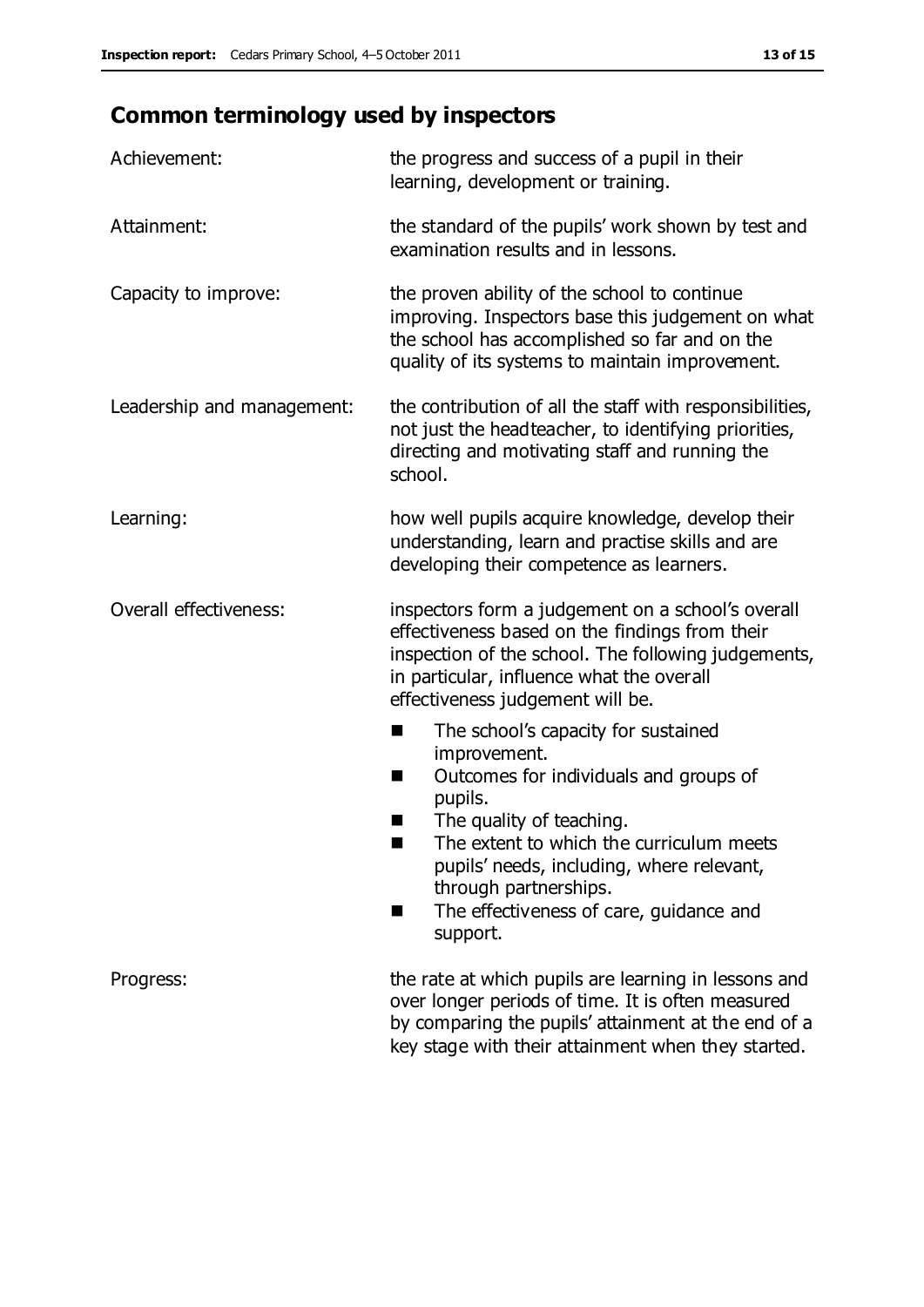## Common terminology used by inspectors

| | |
|---|---|
| Achievement: | the progress and success of a pupil in their learning, development or training. |
| Attainment: | the standard of the pupils' work shown by test and examination results and in lessons. |
| Capacity to improve: | the proven ability of the school to continue improving. Inspectors base this judgement on what the school has accomplished so far and on the quality of its systems to maintain improvement. |
| Leadership and management: | the contribution of all the staff with responsibilities, not just the headteacher, to identifying priorities, directing and motivating staff and running the school. |
| Learning: | how well pupils acquire knowledge, develop their understanding, learn and practise skills and are developing their competence as learners. |
| Overall effectiveness: | inspectors form a judgement on a school's overall effectiveness based on the findings from their inspection of the school. The following judgements, in particular, influence what the overall effectiveness judgement will be.<br>■ The school's capacity for sustained improvement.<br>■ Outcomes for individuals and groups of pupils.<br>■ The quality of teaching.<br>■ The extent to which the curriculum meets pupils' needs, including, where relevant, through partnerships.<br>■ The effectiveness of care, guidance and support. |
| Progress: | the rate at which pupils are learning in lessons and over longer periods of time. It is often measured by comparing the pupils' attainment at the end of a key stage with their attainment when they started. |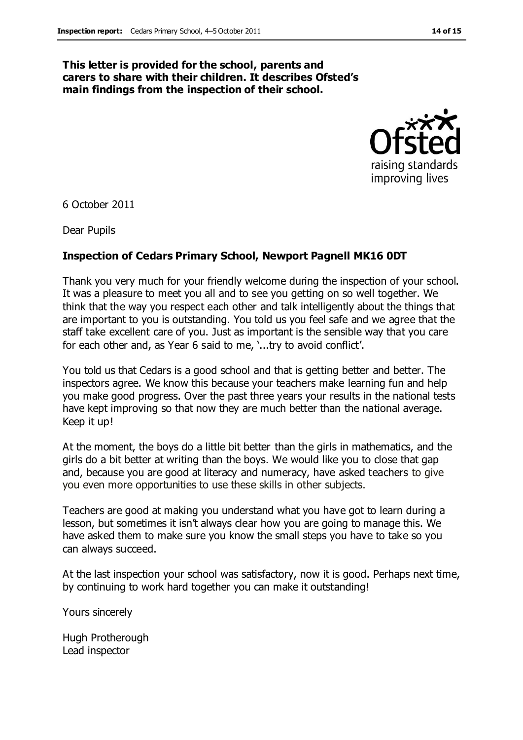**This letter is provided for the school, parents and carers to share with their children. It describes Ofsted's main findings from the inspection of their school.**

6 October 2011

Dear Pupils

**Inspection of Cedars Primary School, Newport Pagnell MK16 0DT**

Thank you very much for your friendly welcome during the inspection of your school. It was a pleasure to meet you all and to see you getting on so well together. We think that the way you respect each other and talk intelligently about the things that are important to you is outstanding. You told us you feel safe and we agree that the staff take excellent care of you. Just as important is the sensible way that you care for each other and, as Year 6 said to me, '...try to avoid conflict'.

You told us that Cedars is a good school and that is getting better and better. The inspectors agree. We know this because your teachers make learning fun and help you make good progress. Over the past three years your results in the national tests have kept improving so that now they are much better than the national average. Keep it up!

At the moment, the boys do a little bit better than the girls in mathematics, and the girls do a bit better at writing than the boys. We would like you to close that gap and, because you are good at literacy and numeracy, have asked teachers to give you even more opportunities to use these skills in other subjects.

Teachers are good at making you understand what you have got to learn during a lesson, but sometimes it isn't always clear how you are going to manage this. We have asked them to make sure you know the small steps you have to take so you can always succeed.

At the last inspection your school was satisfactory, now it is good. Perhaps next time, by continuing to work hard together you can make it outstanding!

Yours sincerely

Hugh Protherough
Lead inspector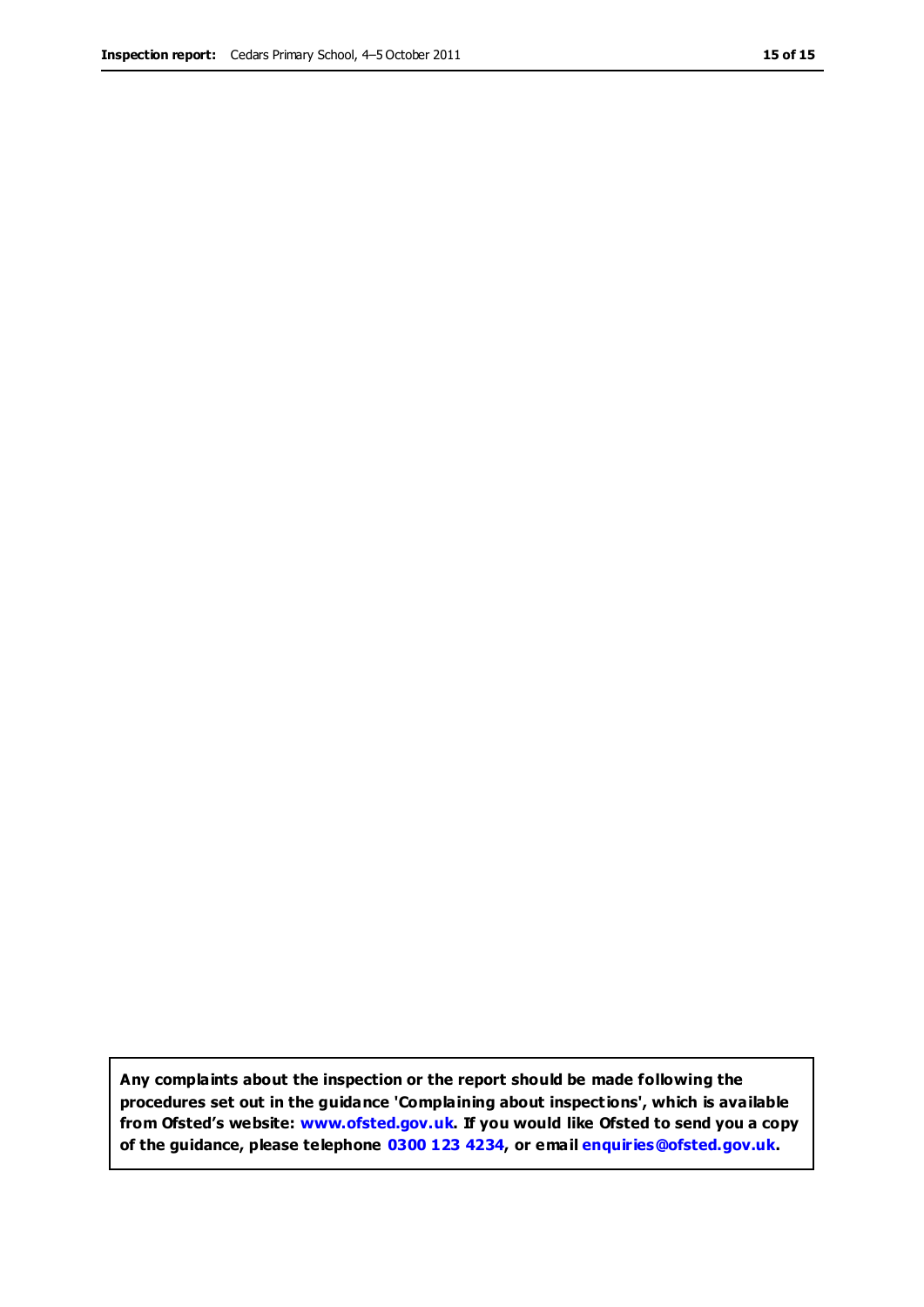**Any complaints about the inspection or the report should be made following the procedures set out in the guidance 'Complaining about inspections', which is available from Ofsted's website: www.ofsted.gov.uk. If you would like Ofsted to send you a copy of the guidance, please telephone 0300 123 4234, or email enquiries@ofsted.gov.uk.**